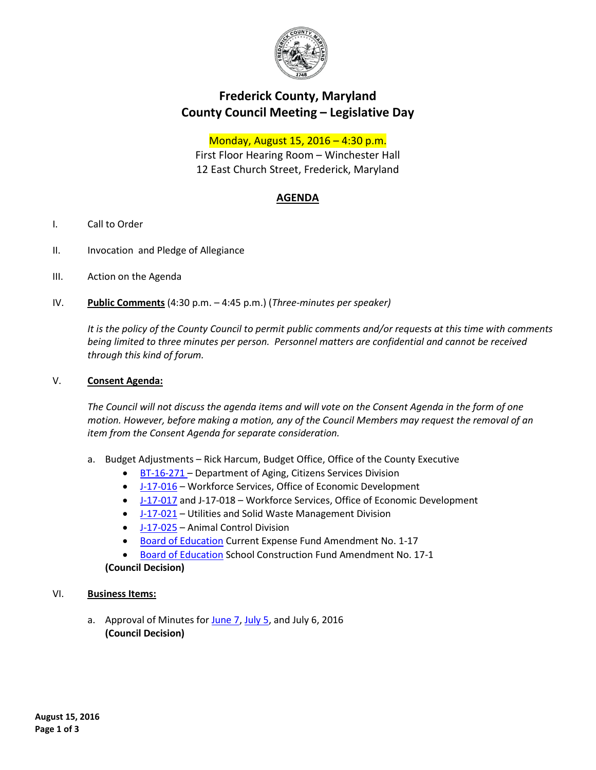# Frederick County, Maryland
## County Council Meeting – Legislative Day

Monday, August 15, 2016 – 4:30 p.m.
First Floor Hearing Room – Winchester Hall
12 East Church Street, Frederick, Maryland

## AGENDA

I. Call to Order

II. Invocation and Pledge of Allegiance

III. Action on the Agenda

IV. **Public Comments** (4:30 p.m. – 4:45 p.m.) (*Three-minutes per speaker)*

*It is the policy of the County Council to permit public comments and/or requests at this time with comments being limited to three minutes per person. Personnel matters are confidential and cannot be received through this kind of forum.*

V. **Consent Agenda:**

*The Council will not discuss the agenda items and will vote on the Consent Agenda in the form of one motion. However, before making a motion, any of the Council Members may request the removal of an item from the Consent Agenda for separate consideration.*

a. Budget Adjustments – Rick Harcum, Budget Office, Office of the County Executive
- BT-16-271 – Department of Aging, Citizens Services Division
- J-17-016 – Workforce Services, Office of Economic Development
- J-17-017 and J-17-018 – Workforce Services, Office of Economic Development
- J-17-021 – Utilities and Solid Waste Management Division
- J-17-025 – Animal Control Division
- Board of Education Current Expense Fund Amendment No. 1-17
- Board of Education School Construction Fund Amendment No. 17-1

**(Council Decision)**

VI. **Business Items:**

a. Approval of Minutes for June 7, July 5, and July 6, 2016
**(Council Decision)**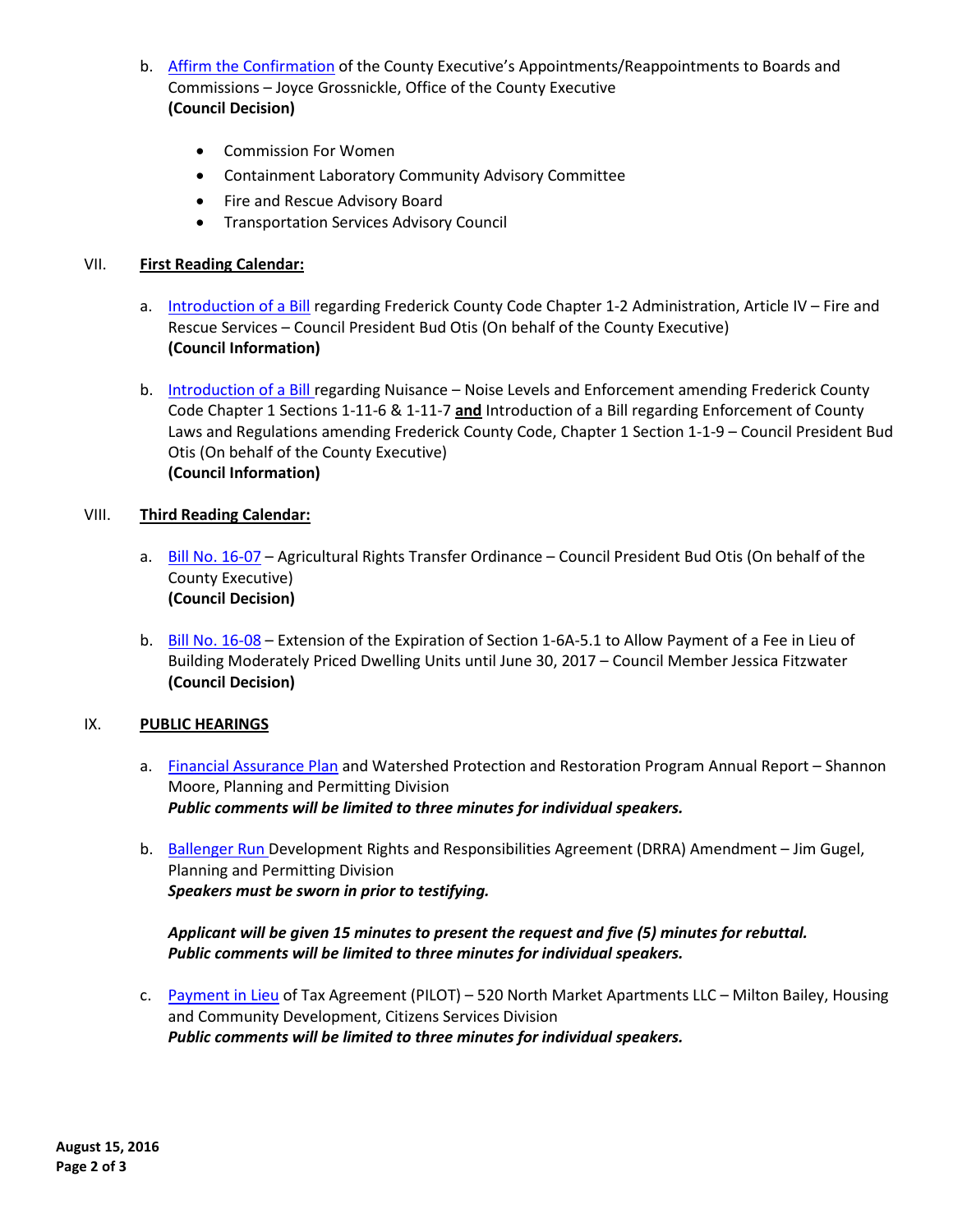b. Affirm the Confirmation of the County Executive's Appointments/Reappointments to Boards and Commissions – Joyce Grossnickle, Office of the County Executive
**(Council Decision)**

- Commission For Women
- Containment Laboratory Community Advisory Committee
- Fire and Rescue Advisory Board
- Transportation Services Advisory Council

## VII. First Reading Calendar:

a. Introduction of a Bill regarding Frederick County Code Chapter 1-2 Administration, Article IV – Fire and Rescue Services – Council President Bud Otis (On behalf of the County Executive)
**(Council Information)**

b. Introduction of a Bill regarding Nuisance – Noise Levels and Enforcement amending Frederick County Code Chapter 1 Sections 1-11-6 & 1-11-7 **and** Introduction of a Bill regarding Enforcement of County Laws and Regulations amending Frederick County Code, Chapter 1 Section 1-1-9 – Council President Bud Otis (On behalf of the County Executive)
**(Council Information)**

## VIII. Third Reading Calendar:

a. Bill No. 16-07 – Agricultural Rights Transfer Ordinance – Council President Bud Otis (On behalf of the County Executive)
**(Council Decision)**

b. Bill No. 16-08 – Extension of the Expiration of Section 1-6A-5.1 to Allow Payment of a Fee in Lieu of Building Moderately Priced Dwelling Units until June 30, 2017 – Council Member Jessica Fitzwater
**(Council Decision)**

## IX. PUBLIC HEARINGS

a. Financial Assurance Plan and Watershed Protection and Restoration Program Annual Report – Shannon Moore, Planning and Permitting Division
***Public comments will be limited to three minutes for individual speakers.***

b. Ballenger Run Development Rights and Responsibilities Agreement (DRRA) Amendment – Jim Gugel, Planning and Permitting Division
***Speakers must be sworn in prior to testifying.***

***Applicant will be given 15 minutes to present the request and five (5) minutes for rebuttal.***
***Public comments will be limited to three minutes for individual speakers.***

c. Payment in Lieu of Tax Agreement (PILOT) – 520 North Market Apartments LLC – Milton Bailey, Housing and Community Development, Citizens Services Division
***Public comments will be limited to three minutes for individual speakers.***

**August 15, 2016**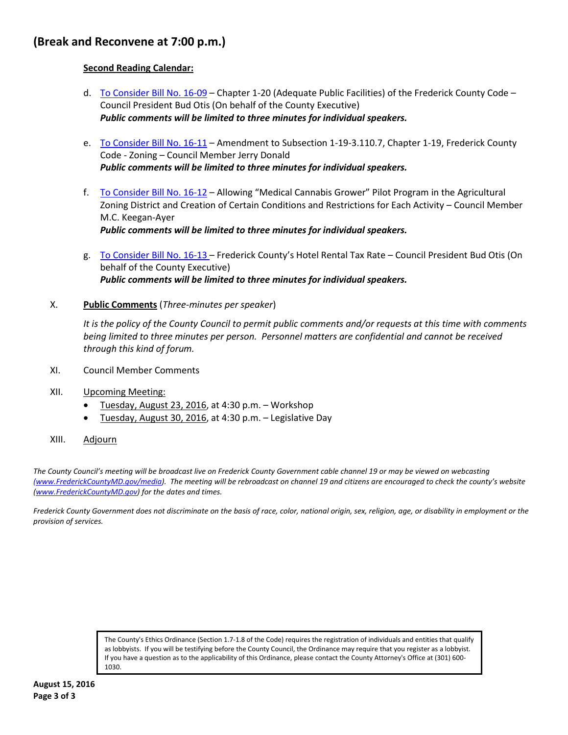## (Break and Reconvene at 7:00 p.m.)

**Second Reading Calendar:**

d. To Consider Bill No. 16-09 – Chapter 1-20 (Adequate Public Facilities) of the Frederick County Code – Council President Bud Otis (On behalf of the County Executive)
***Public comments will be limited to three minutes for individual speakers.***

e. To Consider Bill No. 16-11 – Amendment to Subsection 1-19-3.110.7, Chapter 1-19, Frederick County Code - Zoning – Council Member Jerry Donald
***Public comments will be limited to three minutes for individual speakers.***

f. To Consider Bill No. 16-12 – Allowing "Medical Cannabis Grower" Pilot Program in the Agricultural Zoning District and Creation of Certain Conditions and Restrictions for Each Activity – Council Member M.C. Keegan-Ayer
***Public comments will be limited to three minutes for individual speakers.***

g. To Consider Bill No. 16-13 – Frederick County's Hotel Rental Tax Rate – Council President Bud Otis (On behalf of the County Executive)
***Public comments will be limited to three minutes for individual speakers.***

X. **Public Comments** (*Three-minutes per speaker*)

*It is the policy of the County Council to permit public comments and/or requests at this time with comments being limited to three minutes per person. Personnel matters are confidential and cannot be received through this kind of forum.*

XI. Council Member Comments

XII. Upcoming Meeting:
- Tuesday, August 23, 2016, at 4:30 p.m. – Workshop
- Tuesday, August 30, 2016, at 4:30 p.m. – Legislative Day

XIII. Adjourn

*The County Council's meeting will be broadcast live on Frederick County Government cable channel 19 or may be viewed on webcasting (www.FrederickCountyMD.gov/media). The meeting will be rebroadcast on channel 19 and citizens are encouraged to check the county's website (www.FrederickCountyMD.gov) for the dates and times.*

*Frederick County Government does not discriminate on the basis of race, color, national origin, sex, religion, age, or disability in employment or the provision of services.*

The County's Ethics Ordinance (Section 1.7-1.8 of the Code) requires the registration of individuals and entities that qualify as lobbyists. If you will be testifying before the County Council, the Ordinance may require that you register as a lobbyist. If you have a question as to the applicability of this Ordinance, please contact the County Attorney's Office at (301) 600-1030.

**August 15, 2016**